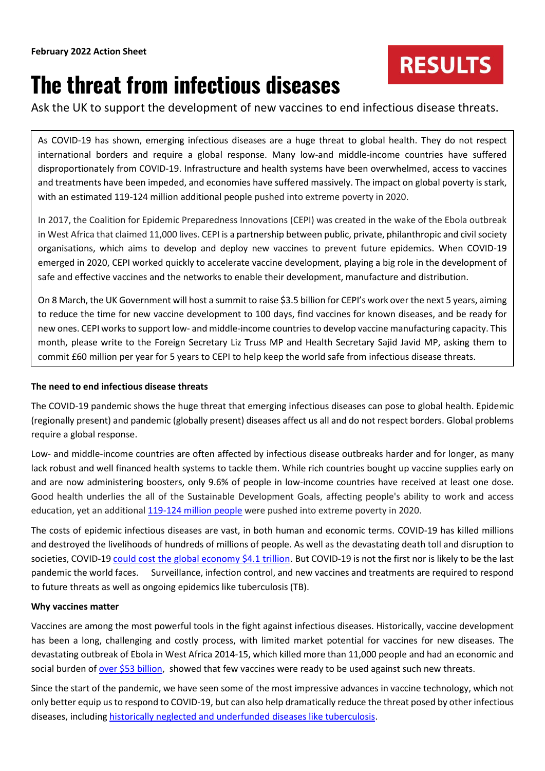**February 2022 Action Sheet**

RESULTS

# The threat from infectious diseases

Ask the UK to support the development of new vaccines to end infectious disease threats.

As COVID-19 has shown, emerging infectious diseases are a huge threat to global health. They do not respect international borders and require a global response. Many low-and middle-income countries have suffered disproportionately from COVID-19. Infrastructure and health systems have been overwhelmed, access to vaccines and treatments have been impeded, and economies have suffered massively. The impact on global poverty is stark, with an estimated 119-124 million additional people pushed into extreme poverty in 2020.

In 2017, the Coalition for Epidemic Preparedness Innovations (CEPI) was created in the wake of the Ebola outbreak in West Africa that claimed 11,000 lives. CEPI is a partnership between public, private, philanthropic and civil society organisations, which aims to develop and deploy new vaccines to prevent future epidemics. When COVID-19 emerged in 2020, CEPI worked quickly to accelerate vaccine development, playing a big role in the development of safe and effective vaccines and the networks to enable their development, manufacture and distribution.

On 8 March, the UK Government will host a summit to raise $3.5 billion for CEPI's work over the next 5 years, aiming to reduce the time for new vaccine development to 100 days, find vaccines for known diseases, and be ready for new ones. CEPI works to support low- and middle-income countries to develop vaccine manufacturing capacity. This month, please write to the Foreign Secretary Liz Truss MP and Health Secretary Sajid Javid MP, asking them to commit £60 million per year for 5 years to CEPI to help keep the world safe from infectious disease threats.

**The need to end infectious disease threats**

The COVID-19 pandemic shows the huge threat that emerging infectious diseases can pose to global health. Epidemic (regionally present) and pandemic (globally present) diseases affect us all and do not respect borders. Global problems require a global response.

Low- and middle-income countries are often affected by infectious disease outbreaks harder and for longer, as many lack robust and well financed health systems to tackle them. While rich countries bought up vaccine supplies early on and are now administering boosters, only 9.6% of people in low-income countries have received at least one dose. Good health underlies the all of the Sustainable Development Goals, affecting people's ability to work and access education, yet an additional 119-124 million people were pushed into extreme poverty in 2020.

The costs of epidemic infectious diseases are vast, in both human and economic terms. COVID-19 has killed millions and destroyed the livelihoods of hundreds of millions of people. As well as the devastating death toll and disruption to societies, COVID-19 could cost the global economy $4.1 trillion. But COVID-19 is not the first nor is likely to be the last pandemic the world faces. Surveillance, infection control, and new vaccines and treatments are required to respond to future threats as well as ongoing epidemics like tuberculosis (TB).

**Why vaccines matter**

Vaccines are among the most powerful tools in the fight against infectious diseases. Historically, vaccine development has been a long, challenging and costly process, with limited market potential for vaccines for new diseases. The devastating outbreak of Ebola in West Africa 2014-15, which killed more than 11,000 people and had an economic and social burden of over $53 billion, showed that few vaccines were ready to be used against such new threats.

Since the start of the pandemic, we have seen some of the most impressive advances in vaccine technology, which not only better equip us to respond to COVID-19, but can also help dramatically reduce the threat posed by other infectious diseases, including historically neglected and underfunded diseases like tuberculosis.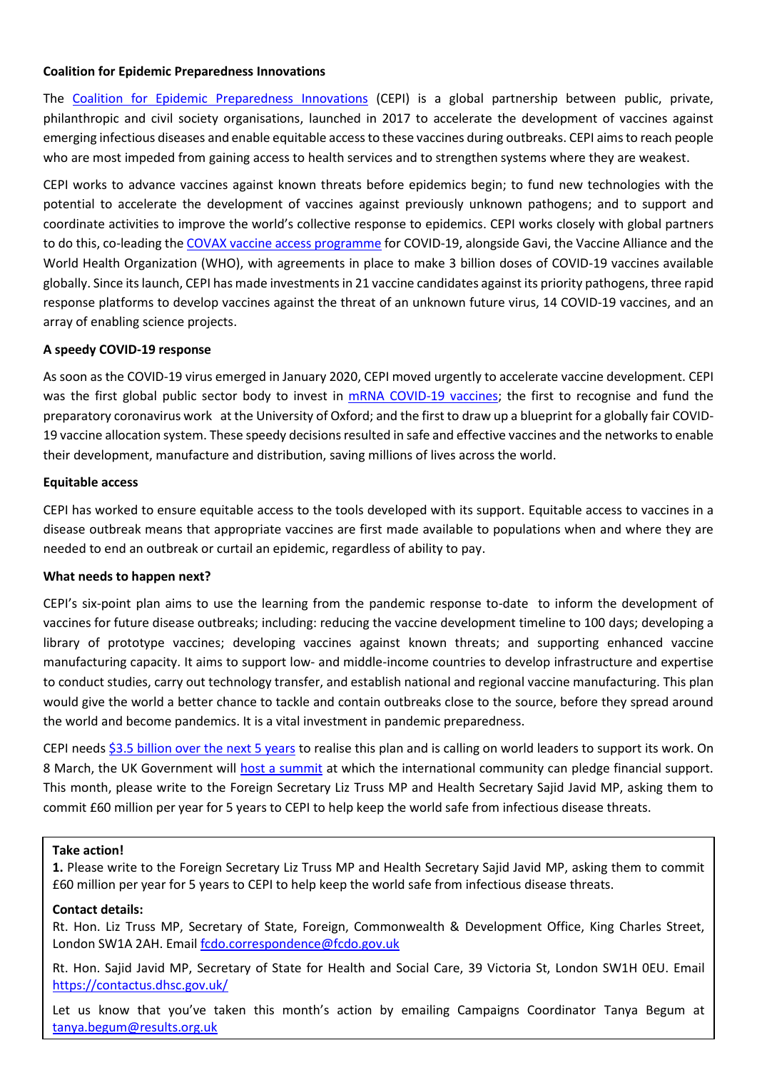**Coalition for Epidemic Preparedness Innovations**

The Coalition for Epidemic Preparedness Innovations (CEPI) is a global partnership between public, private, philanthropic and civil society organisations, launched in 2017 to accelerate the development of vaccines against emerging infectious diseases and enable equitable access to these vaccines during outbreaks. CEPI aims to reach people who are most impeded from gaining access to health services and to strengthen systems where they are weakest.

CEPI works to advance vaccines against known threats before epidemics begin; to fund new technologies with the potential to accelerate the development of vaccines against previously unknown pathogens; and to support and coordinate activities to improve the world's collective response to epidemics. CEPI works closely with global partners to do this, co-leading the COVAX vaccine access programme for COVID-19, alongside Gavi, the Vaccine Alliance and the World Health Organization (WHO), with agreements in place to make 3 billion doses of COVID-19 vaccines available globally. Since its launch, CEPI has made investments in 21 vaccine candidates against its priority pathogens, three rapid response platforms to develop vaccines against the threat of an unknown future virus, 14 COVID-19 vaccines, and an array of enabling science projects.

**A speedy COVID-19 response**

As soon as the COVID-19 virus emerged in January 2020, CEPI moved urgently to accelerate vaccine development. CEPI was the first global public sector body to invest in mRNA COVID-19 vaccines; the first to recognise and fund the preparatory coronavirus work at the University of Oxford; and the first to draw up a blueprint for a globally fair COVID-19 vaccine allocation system. These speedy decisions resulted in safe and effective vaccines and the networks to enable their development, manufacture and distribution, saving millions of lives across the world.

**Equitable access**

CEPI has worked to ensure equitable access to the tools developed with its support. Equitable access to vaccines in a disease outbreak means that appropriate vaccines are first made available to populations when and where they are needed to end an outbreak or curtail an epidemic, regardless of ability to pay.

**What needs to happen next?**

CEPI's six-point plan aims to use the learning from the pandemic response to-date to inform the development of vaccines for future disease outbreaks; including: reducing the vaccine development timeline to 100 days; developing a library of prototype vaccines; developing vaccines against known threats; and supporting enhanced vaccine manufacturing capacity. It aims to support low- and middle-income countries to develop infrastructure and expertise to conduct studies, carry out technology transfer, and establish national and regional vaccine manufacturing. This plan would give the world a better chance to tackle and contain outbreaks close to the source, before they spread around the world and become pandemics. It is a vital investment in pandemic preparedness.

CEPI needs $3.5 billion over the next 5 years to realise this plan and is calling on world leaders to support its work. On 8 March, the UK Government will host a summit at which the international community can pledge financial support. This month, please write to the Foreign Secretary Liz Truss MP and Health Secretary Sajid Javid MP, asking them to commit £60 million per year for 5 years to CEPI to help keep the world safe from infectious disease threats.

**Take action!**

**1.** Please write to the Foreign Secretary Liz Truss MP and Health Secretary Sajid Javid MP, asking them to commit £60 million per year for 5 years to CEPI to help keep the world safe from infectious disease threats.

**Contact details:**

Rt. Hon. Liz Truss MP, Secretary of State, Foreign, Commonwealth & Development Office, King Charles Street, London SW1A 2AH. Email fcdo.correspondence@fcdo.gov.uk

Rt. Hon. Sajid Javid MP, Secretary of State for Health and Social Care, 39 Victoria St, London SW1H 0EU. Email https://contactus.dhsc.gov.uk/

Let us know that you've taken this month's action by emailing Campaigns Coordinator Tanya Begum at tanya.begum@results.org.uk